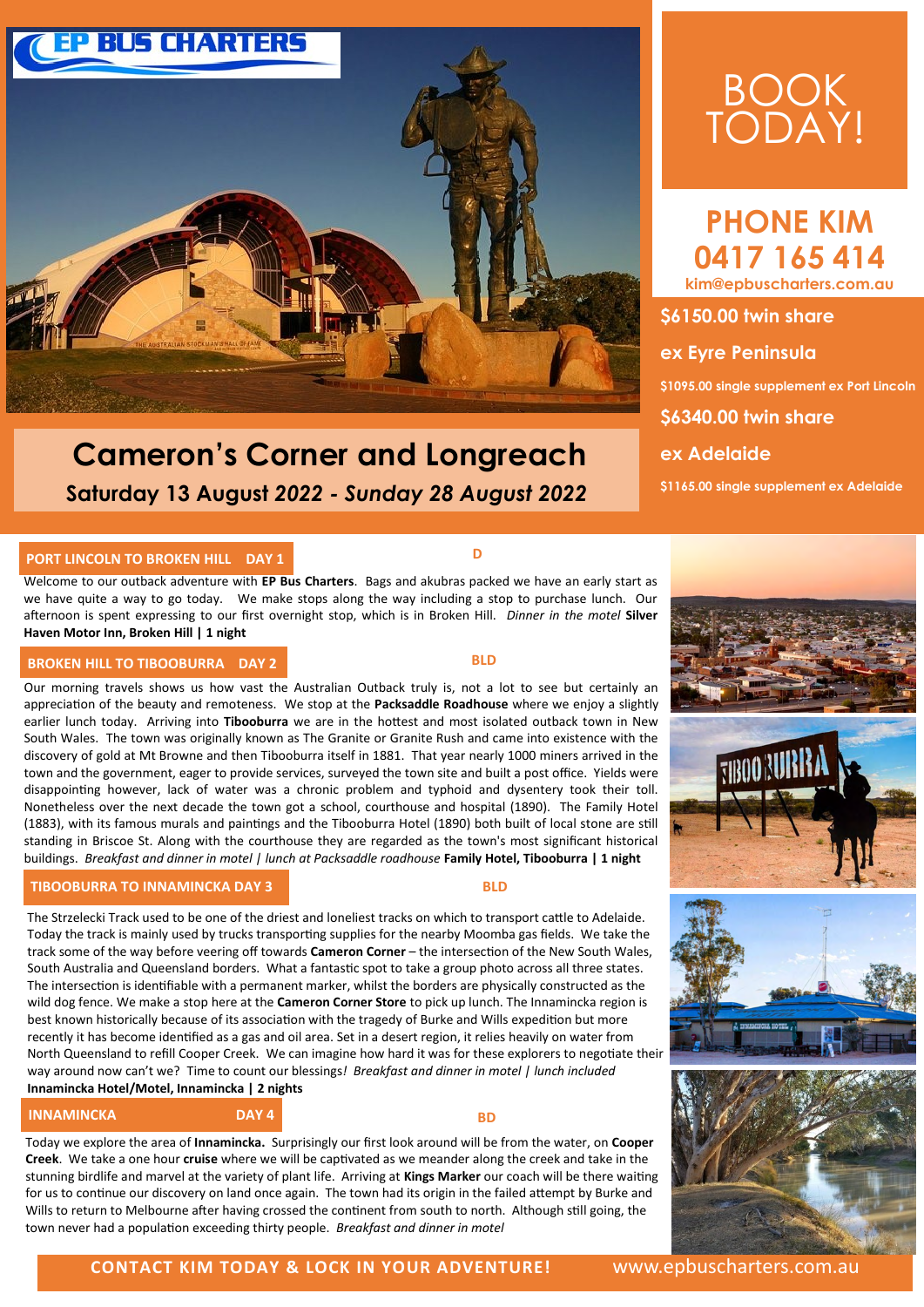EP BUS CHARTERS

# Cameron's Corner and Longreach

**Saturday 13 August 2022 - Sunday 28 August 2022**

# BOOK TODAY!

## PHONE KIM 0417 165 414

kim@epbuscharters.com.au

**$6150.00 twin share**

**ex Eyre Peninsula**

**$1095.00 single supplement ex Port Lincoln**

**$6340.00 twin share**

**ex Adelaide**

**$1165.00 single supplement ex Adelaide**

### PORT LINCOLN TO BROKEN HILL DAY 1 — D

Welcome to our outback adventure with **EP Bus Charters**. Bags and akubras packed we have an early start as we have quite a way to go today. We make stops along the way including a stop to purchase lunch. Our afternoon is spent expressing to our first overnight stop, which is in Broken Hill. *Dinner in the motel* **Silver Haven Motor Inn, Broken Hill | 1 night**

### BROKEN HILL TO TIBOOBURRA DAY 2 — BLD

Our morning travels shows us how vast the Australian Outback truly is, not a lot to see but certainly an appreciation of the beauty and remoteness. We stop at the **Packsaddle Roadhouse** where we enjoy a slightly earlier lunch today. Arriving into **Tibooburra** we are in the hottest and most isolated outback town in New South Wales. The town was originally known as The Granite or Granite Rush and came into existence with the discovery of gold at Mt Browne and then Tibooburra itself in 1881. That year nearly 1000 miners arrived in the town and the government, eager to provide services, surveyed the town site and built a post office. Yields were disappointing however, lack of water was a chronic problem and typhoid and dysentery took their toll. Nonetheless over the next decade the town got a school, courthouse and hospital (1890). The Family Hotel (1883), with its famous murals and paintings and the Tibooburra Hotel (1890) both built of local stone are still standing in Briscoe St. Along with the courthouse they are regarded as the town's most significant historical buildings. *Breakfast and dinner in motel | lunch at Packsaddle roadhouse* **Family Hotel, Tibooburra | 1 night**

### TIBOOBURRA TO INNAMINCKA DAY 3 — BLD

The Strzelecki Track used to be one of the driest and loneliest tracks on which to transport cattle to Adelaide. Today the track is mainly used by trucks transporting supplies for the nearby Moomba gas fields. We take the track some of the way before veering off towards **Cameron Corner** – the intersection of the New South Wales, South Australia and Queensland borders. What a fantastic spot to take a group photo across all three states. The intersection is identifiable with a permanent marker, whilst the borders are physically constructed as the wild dog fence. We make a stop here at the **Cameron Corner Store** to pick up lunch. The Innamincka region is best known historically because of its association with the tragedy of Burke and Wills expedition but more recently it has become identified as a gas and oil area. Set in a desert region, it relies heavily on water from North Queensland to refill Cooper Creek. We can imagine how hard it was for these explorers to negotiate their way around now can't we? Time to count our blessings*! Breakfast and dinner in motel | lunch included*
**Innamincka Hotel/Motel, Innamincka | 2 nights**

### INNAMINCKA DAY 4 — BD

Today we explore the area of **Innamincka.** Surprisingly our first look around will be from the water, on **Cooper Creek**. We take a one hour **cruise** where we will be captivated as we meander along the creek and take in the stunning birdlife and marvel at the variety of plant life. Arriving at **Kings Marker** our coach will be there waiting for us to continue our discovery on land once again. The town had its origin in the failed attempt by Burke and Wills to return to Melbourne after having crossed the continent from south to north. Although still going, the town never had a population exceeding thirty people. *Breakfast and dinner in motel*

**CONTACT KIM TODAY & LOCK IN YOUR ADVENTURE!** www.epbuscharters.com.au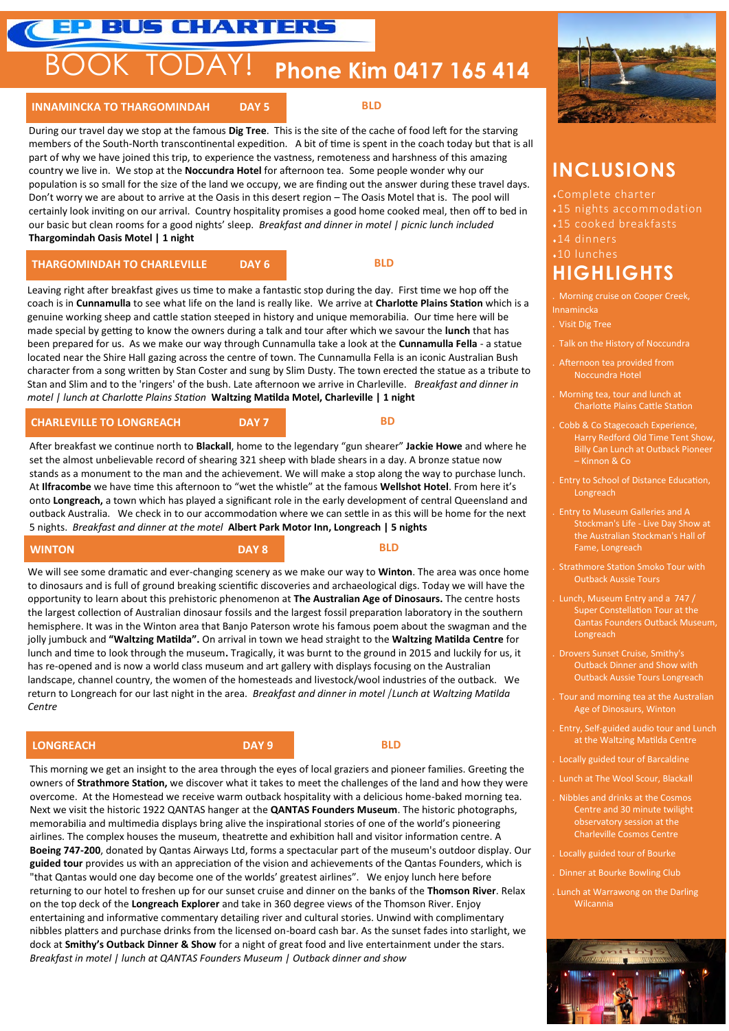# EP BUS CHARTERS

# BOOK TODAY! Phone Kim 0417 165 414

## INNAMINCKA TO THARGOMINDAH — DAY 5 — BLD

During our travel day we stop at the famous **Dig Tree**. This is the site of the cache of food left for the starving members of the South-North transcontinental expedition. A bit of time is spent in the coach today but that is all part of why we have joined this trip, to experience the vastness, remoteness and harshness of this amazing country we live in. We stop at the **Noccundra Hotel** for afternoon tea. Some people wonder why our population is so small for the size of the land we occupy, we are finding out the answer during these travel days. Don't worry we are about to arrive at the Oasis in this desert region – The Oasis Motel that is. The pool will certainly look inviting on our arrival. Country hospitality promises a good home cooked meal, then off to bed in our basic but clean rooms for a good nights' sleep. *Breakfast and dinner in motel | picnic lunch included* **Thargomindah Oasis Motel | 1 night**

## THARGOMINDAH TO CHARLEVILLE — DAY 6 — BLD

Leaving right after breakfast gives us time to make a fantastic stop during the day. First time we hop off the coach is in **Cunnamulla** to see what life on the land is really like. We arrive at **Charlotte Plains Station** which is a genuine working sheep and cattle station steeped in history and unique memorabilia. Our time here will be made special by getting to know the owners during a talk and tour after which we savour the **lunch** that has been prepared for us. As we make our way through Cunnamulla take a look at the **Cunnamulla Fella** - a statue located near the Shire Hall gazing across the centre of town. The Cunnamulla Fella is an iconic Australian Bush character from a song written by Stan Coster and sung by Slim Dusty. The town erected the statue as a tribute to Stan and Slim and to the 'ringers' of the bush. Late afternoon we arrive in Charleville. *Breakfast and dinner in motel | lunch at Charlotte Plains Station* **Waltzing Matilda Motel, Charleville | 1 night**

## CHARLEVILLE TO LONGREACH — DAY 7 — BD

After breakfast we continue north to **Blackall**, home to the legendary "gun shearer" **Jackie Howe** and where he set the almost unbelievable record of shearing 321 sheep with blade shears in a day. A bronze statue now stands as a monument to the man and the achievement. We will make a stop along the way to purchase lunch. At **Ilfracombe** we have time this afternoon to "wet the whistle" at the famous **Wellshot Hotel**. From here it's onto **Longreach,** a town which has played a significant role in the early development of central Queensland and outback Australia. We check in to our accommodation where we can settle in as this will be home for the next 5 nights. *Breakfast and dinner at the motel* **Albert Park Motor Inn, Longreach | 5 nights**

## WINTON — DAY 8 — BLD

We will see some dramatic and ever-changing scenery as we make our way to **Winton**. The area was once home to dinosaurs and is full of ground breaking scientific discoveries and archaeological digs. Today we will have the opportunity to learn about this prehistoric phenomenon at **The Australian Age of Dinosaurs.** The centre hosts the largest collection of Australian dinosaur fossils and the largest fossil preparation laboratory in the southern hemisphere. It was in the Winton area that Banjo Paterson wrote his famous poem about the swagman and the jolly jumbuck and **"Waltzing Matilda".** On arrival in town we head straight to the **Waltzing Matilda Centre** for lunch and time to look through the museum**.** Tragically, it was burnt to the ground in 2015 and luckily for us, it has re-opened and is now a world class museum and art gallery with displays focusing on the Australian landscape, channel country, the women of the homesteads and livestock/wool industries of the outback. We return to Longreach for our last night in the area. *Breakfast and dinner in motel /Lunch at Waltzing Matilda Centre*

## LONGREACH — DAY 9 — BLD

This morning we get an insight to the area through the eyes of local graziers and pioneer families. Greeting the owners of **Strathmore Station,** we discover what it takes to meet the challenges of the land and how they were overcome. At the Homestead we receive warm outback hospitality with a delicious home-baked morning tea. Next we visit the historic 1922 QANTAS hanger at the **QANTAS Founders Museum**. The historic photographs, memorabilia and multimedia displays bring alive the inspirational stories of one of the world's pioneering airlines. The complex houses the museum, theatrette and exhibition hall and visitor information centre. A **Boeing 747-200**, donated by Qantas Airways Ltd, forms a spectacular part of the museum's outdoor display. Our **guided tour** provides us with an appreciation of the vision and achievements of the Qantas Founders, which is "that Qantas would one day become one of the worlds' greatest airlines". We enjoy lunch here before returning to our hotel to freshen up for our sunset cruise and dinner on the banks of the **Thomson River**. Relax on the top deck of the **Longreach Explorer** and take in 360 degree views of the Thomson River. Enjoy entertaining and informative commentary detailing river and cultural stories. Unwind with complimentary nibbles platters and purchase drinks from the licensed on-board cash bar. As the sunset fades into starlight, we dock at **Smithy's Outback Dinner & Show** for a night of great food and live entertainment under the stars. *Breakfast in motel | lunch at QANTAS Founders Museum | Outback dinner and show*

## INCLUSIONS

- Complete charter
- 15 nights accommodation
- 15 cooked breakfasts
- 14 dinners
- 10 lunches

## HIGHLIGHTS

- Morning cruise on Cooper Creek, Innamincka
- Visit Dig Tree
- Talk on the History of Noccundra
- Afternoon tea provided from Noccundra Hotel
- Morning tea, tour and lunch at Charlotte Plains Cattle Station
- Cobb & Co Stagecoach Experience, Harry Redford Old Time Tent Show, Billy Can Lunch at Outback Pioneer – Kinnon & Co
- Entry to School of Distance Education, Longreach
- Entry to Museum Galleries and A Stockman's Life - Live Day Show at the Australian Stockman's Hall of Fame, Longreach
- Strathmore Station Smoko Tour with Outback Aussie Tours
- Lunch, Museum Entry and a 747 / Super Constellation Tour at the Qantas Founders Outback Museum, Longreach
- Drovers Sunset Cruise, Smithy's Outback Dinner and Show with Outback Aussie Tours Longreach
- Tour and morning tea at the Australian Age of Dinosaurs, Winton
- Entry, Self-guided audio tour and Lunch at the Waltzing Matilda Centre
- Locally guided tour of Barcaldine
- Lunch at The Wool Scour, Blackall
- Nibbles and drinks at the Cosmos Centre and 30 minute twilight observatory session at the Charleville Cosmos Centre
- Locally guided tour of Bourke
- Dinner at Bourke Bowling Club
- Lunch at Warrawong on the Darling Wilcannia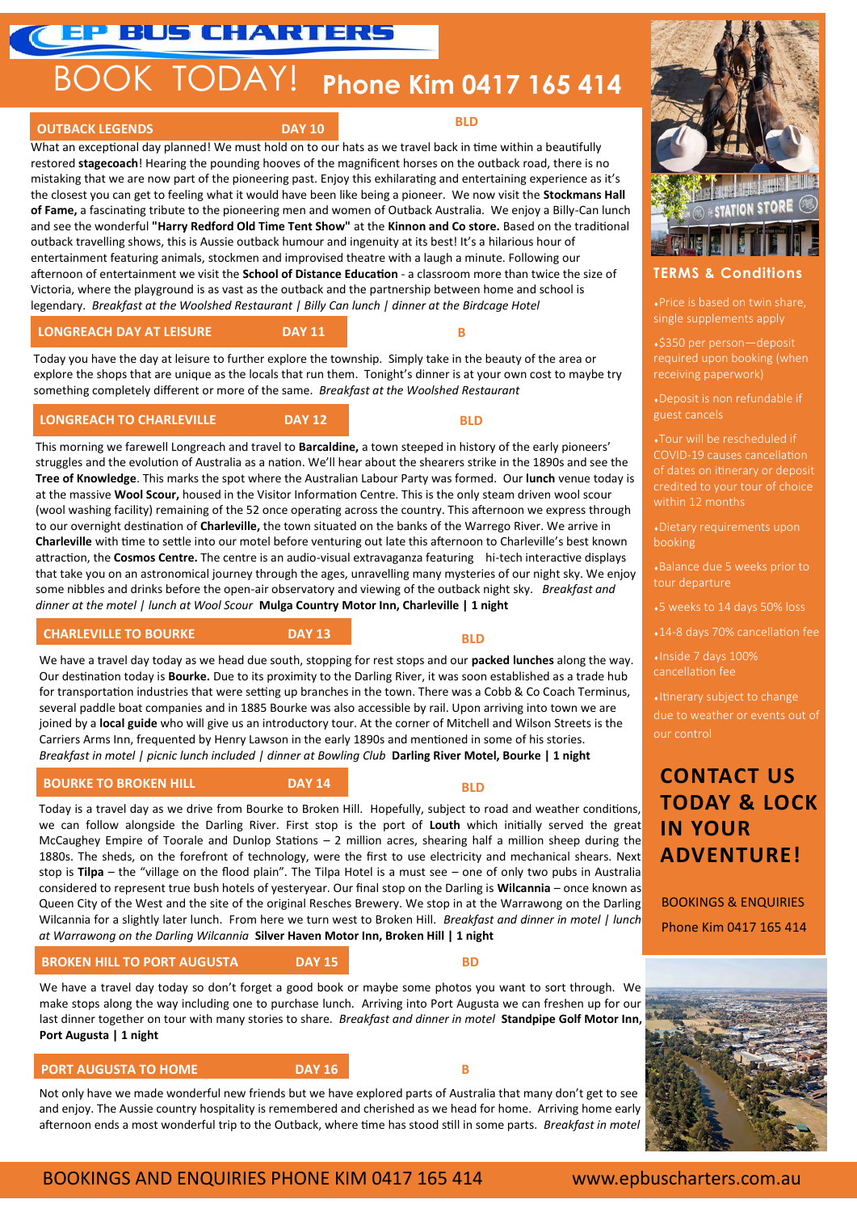# EP BUS CHARTERS

# BOOK TODAY! Phone Kim 0417 165 414

## OUTBACK LEGENDS — DAY 10 — BLD

What an exceptional day planned! We must hold on to our hats as we travel back in time within a beautifully restored **stagecoach**! Hearing the pounding hooves of the magnificent horses on the outback road, there is no mistaking that we are now part of the pioneering past. Enjoy this exhilarating and entertaining experience as it's the closest you can get to feeling what it would have been like being a pioneer. We now visit the **Stockmans Hall of Fame,** a fascinating tribute to the pioneering men and women of Outback Australia. We enjoy a Billy-Can lunch and see the wonderful **"Harry Redford Old Time Tent Show"** at the **Kinnon and Co store.** Based on the traditional outback travelling shows, this is Aussie outback humour and ingenuity at its best! It's a hilarious hour of entertainment featuring animals, stockmen and improvised theatre with a laugh a minute. Following our afternoon of entertainment we visit the **School of Distance Education** - a classroom more than twice the size of Victoria, where the playground is as vast as the outback and the partnership between home and school is legendary. *Breakfast at the Woolshed Restaurant | Billy Can lunch | dinner at the Birdcage Hotel*

## LONGREACH DAY AT LEISURE — DAY 11 — B

Today you have the day at leisure to further explore the township. Simply take in the beauty of the area or explore the shops that are unique as the locals that run them. Tonight's dinner is at your own cost to maybe try something completely different or more of the same. *Breakfast at the Woolshed Restaurant*

## LONGREACH TO CHARLEVILLE — DAY 12 — BLD

This morning we farewell Longreach and travel to **Barcaldine,** a town steeped in history of the early pioneers' struggles and the evolution of Australia as a nation. We'll hear about the shearers strike in the 1890s and see the **Tree of Knowledge**. This marks the spot where the Australian Labour Party was formed. Our **lunch** venue today is at the massive **Wool Scour,** housed in the Visitor Information Centre. This is the only steam driven wool scour (wool washing facility) remaining of the 52 once operating across the country. This afternoon we express through to our overnight destination of **Charleville,** the town situated on the banks of the Warrego River. We arrive in **Charleville** with time to settle into our motel before venturing out late this afternoon to Charleville's best known attraction, the **Cosmos Centre.** The centre is an audio-visual extravaganza featuring hi-tech interactive displays that take you on an astronomical journey through the ages, unravelling many mysteries of our night sky. We enjoy some nibbles and drinks before the open-air observatory and viewing of the outback night sky. *Breakfast and dinner at the motel | lunch at Wool Scour* **Mulga Country Motor Inn, Charleville | 1 night**

## CHARLEVILLE TO BOURKE — DAY 13 — BLD

We have a travel day today as we head due south, stopping for rest stops and our **packed lunches** along the way. Our destination today is **Bourke.** Due to its proximity to the Darling River, it was soon established as a trade hub for transportation industries that were setting up branches in the town. There was a Cobb & Co Coach Terminus, several paddle boat companies and in 1885 Bourke was also accessible by rail. Upon arriving into town we are joined by a **local guide** who will give us an introductory tour. At the corner of Mitchell and Wilson Streets is the Carriers Arms Inn, frequented by Henry Lawson in the early 1890s and mentioned in some of his stories. *Breakfast in motel | picnic lunch included | dinner at Bowling Club* **Darling River Motel, Bourke | 1 night**

## BOURKE TO BROKEN HILL — DAY 14 — BLD

Today is a travel day as we drive from Bourke to Broken Hill. Hopefully, subject to road and weather conditions, we can follow alongside the Darling River. First stop is the port of **Louth** which initially served the great McCaughey Empire of Toorale and Dunlop Stations – 2 million acres, shearing half a million sheep during the 1880s. The sheds, on the forefront of technology, were the first to use electricity and mechanical shears. Next stop is **Tilpa** – the "village on the flood plain". The Tilpa Hotel is a must see – one of only two pubs in Australia considered to represent true bush hotels of yesteryear. Our final stop on the Darling is **Wilcannia** – once known as Queen City of the West and the site of the original Resches Brewery. We stop in at the Warrawong on the Darling Wilcannia for a slightly later lunch. From here we turn west to Broken Hill. *Breakfast and dinner in motel | lunch at Warrawong on the Darling Wilcannia* **Silver Haven Motor Inn, Broken Hill | 1 night**

## BROKEN HILL TO PORT AUGUSTA — DAY 15 — BD

We have a travel day today so don't forget a good book or maybe some photos you want to sort through. We make stops along the way including one to purchase lunch. Arriving into Port Augusta we can freshen up for our last dinner together on tour with many stories to share. *Breakfast and dinner in motel* **Standpipe Golf Motor Inn, Port Augusta | 1 night**

## PORT AUGUSTA TO HOME — DAY 16 — B

Not only have we made wonderful new friends but we have explored parts of Australia that many don't get to see and enjoy. The Aussie country hospitality is remembered and cherished as we head for home. Arriving home early afternoon ends a most wonderful trip to the Outback, where time has stood still in some parts. *Breakfast in motel*

## TERMS & Conditions

- Price is based on twin share, single supplements apply
- $350 per person—deposit required upon booking (when receiving paperwork)
- Deposit is non refundable if guest cancels
- Tour will be rescheduled if COVID-19 causes cancellation of dates on itinerary or deposit credited to your tour of choice within 12 months
- Dietary requirements upon booking
- Balance due 5 weeks prior to tour departure
- 5 weeks to 14 days 50% loss
- 14-8 days 70% cancellation fee
- Inside 7 days 100% cancellation fee
- Itinerary subject to change due to weather or events out of our control

## CONTACT US TODAY & LOCK IN YOUR ADVENTURE!

BOOKINGS & ENQUIRIES

Phone Kim 0417 165 414

BOOKINGS AND ENQUIRIES PHONE KIM 0417 165 414 www.epbuscharters.com.au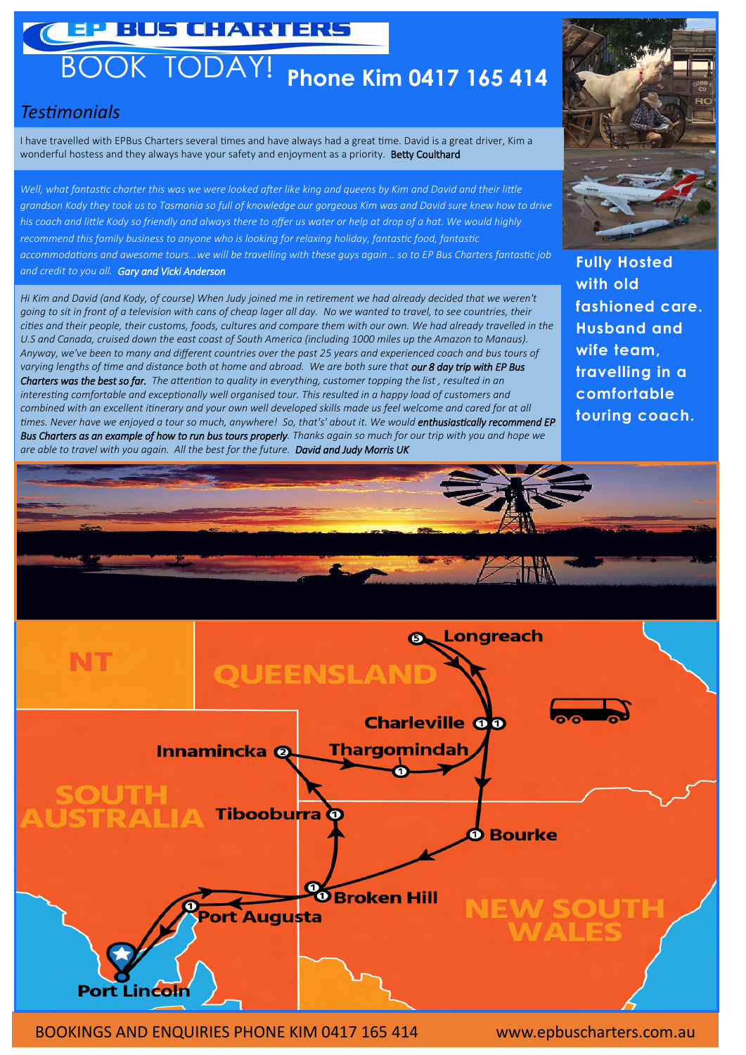# EP BUS CHARTERS

## BOOK TODAY! Phone Kim 0417 165 414

### *Testimonials*

I have travelled with EPBus Charters several times and have always had a great time. David is a great driver, Kim a wonderful hostess and they always have your safety and enjoyment as a priority. Betty Coulthard

*Well, what fantastic charter this was we were looked after like king and queens by Kim and David and their little grandson Kody they took us to Tasmania so full of knowledge our gorgeous Kim was and David sure knew how to drive his coach and little Kody so friendly and always there to offer us water or help at drop of a hat. We would highly recommend this family business to anyone who is looking for relaxing holiday, fantastic food, fantastic accommodations and awesome tours...we will be travelling with these guys again .. so to EP Bus Charters fantastic job and credit to you all. Gary and Vicki Anderson*

*Hi Kim and David (and Kody, of course) When Judy joined me in retirement we had already decided that we weren't going to sit in front of a television with cans of cheap lager all day. No we wanted to travel, to see countries, their cities and their people, their customs, foods, cultures and compare them with our own. We had already travelled in the U.S and Canada, cruised down the east coast of South America (including 1000 miles up the Amazon to Manaus). Anyway, we've been to many and different countries over the past 25 years and experienced coach and bus tours of varying lengths of time and distance both at home and abroad. We are both sure that **our 8 day trip with EP Bus Charters was the best so far.** The attention to quality in everything, customer topping the list , resulted in an interesting comfortable and exceptionally well organised tour. This resulted in a happy load of customers and combined with an excellent itinerary and your own well developed skills made us feel welcome and cared for at all times. Never have we enjoyed a tour so much, anywhere! So, that's' about it. We would **enthusiastically recommend EP Bus Charters as an example of how to run bus tours properly**. Thanks again so much for our trip with you and hope we are able to travel with you again. All the best for the future. **David and Judy Morris UK***

**Fully Hosted with old fashioned care. Husband and wife team, travelling in a comfortable touring coach.**

Longreach 5
QUEENSLAND
NT
Charleville 1 1
Innamincka 2
Thargomindah 1
SOUTH AUSTRALIA
Tibooburra 1
Bourke 1
Broken Hill 1 1
Port Augusta 1
NEW SOUTH WALES
Port Lincoln

BOOKINGS AND ENQUIRIES PHONE KIM 0417 165 414 www.epbuscharters.com.au